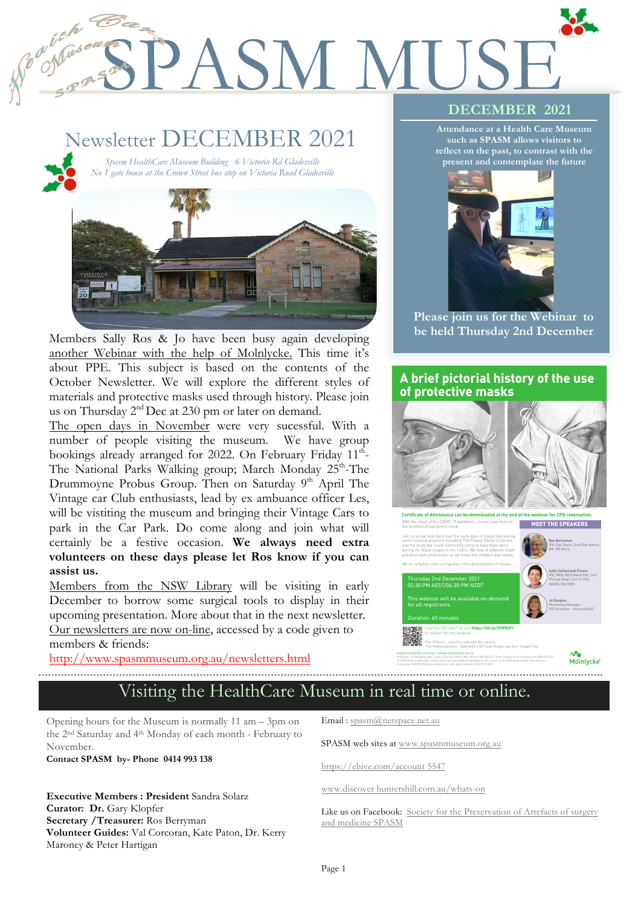# SPASM MUSE

## Newsletter DECEMBER 2021

*Spasm HealthCare Museum Building 6 Victoria Rd Gladesville*
*No 1 gate house at the Crown Street bus stop on Victoria Road Gladesville*

Members Sally Ros & Jo have been busy again developing another Webinar with the help of Molnlycke. This time it's about PPE. This subject is based on the contents of the October Newsletter. We will explore the different styles of materials and protective masks used through history. Please join us on Thursday 2nd Dec at 230 pm or later on demand.

The open days in November were very sucessful. With a number of people visiting the museum. We have group bookings already arranged for 2022. On February Friday 11th- The National Parks Walking group; March Monday 25th-The Drummoyne Probus Group. Then on Saturday 9th April The Vintage car Club enthusiasts, lead by ex ambuance officer Les, will be vistiting the museum and bringing their Vintage Cars to park in the Car Park. Do come along and join what will certainly be a festive occasion. **We always need extra volunteers on these days please let Ros know if you can assist us.**

Members from the NSW Library will be visiting in early December to borrow some surgical tools to display in their upcoming presentation. More about that in the next newsletter.

Our newsletters are now on-line, accessed by a code given to members & friends:

http://www.spasmmuseum.org.au/newsletters.html

## DECEMBER 2021

**Attendance at a Health Care Museum such as SPASM allows visitors to reflect on the past, to contrast with the present and contemplate the future**

**Please join us for the Webinar to be held Thursday 2nd December**

### A brief pictorial history of the use of protective masks

**Certificate of Attendance can be downloaded at the end of the webinar for CPD redemption.**

With the onset of the COVID-19 pandemic, masks have been at the forefront of everyone's mind.

Join us as we look back over the early days of masks discussing some unusual practices including The Plague Doctor Costume and the beak like mask claimed by some to have been worn during the Black plague in the 1600's. We look at different mask practices and construction as we move into modern day masks.

We've certainly come a long way in the development of masks.

Thursday 2nd December 2021
02:30 PM AEST/04:30 PM NZDT

This webinar will be available on-demand for all registrants.

Duration: 60 minutes

Scan the QR code* or visit https://bit.ly/30W8DFf to register for this webinar

**MEET THE SPEAKERS**

Ros Berryman — RN, Dip Teach, Grad Dip Admin, BA, MS Nurs

Sally Sutherland-Fraser — RN, MEd, BEd (Adult Ed), Cert (Periop Nsg), Cert IV TAE, MACN, FACORN

Jo Douglas — Marketing Manager OR Solutions - Australia/NZ

Mölnlycke

## Visiting the HealthCare Museum in real time or online.

Opening hours for the Museum is normally 11 am – 3pm on the 2nd Saturday and 4th Monday of each month - February to November.

**Contact SPASM by- Phone 0414 993 138**

**Executive Members : President** Sandra Solarz
**Curator: Dr.** Gary Klopfer
**Secretary /Treasurer:** Ros Berryman
**Volunteer Guides:** Val Corcoran, Kate Paton, Dr. Kerry Maroney & Peter Hartigan

Email : spasm@netspace.net.au

SPASM web sites at www.spasmmuseum.org.au

https://ehive.com/account 5547

www.discover huntershill.com.au/whats-on

Like us on Facebook: Society for the Preservation of Artefacts of surgery and medicine SPASM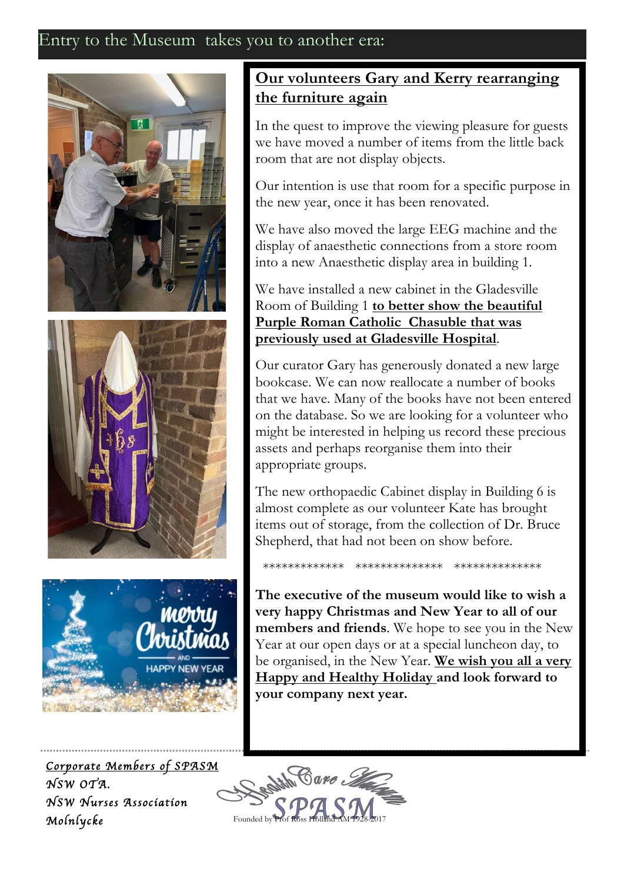# Entry to the Museum takes you to another era:

## Our volunteers Gary and Kerry rearranging the furniture again

In the quest to improve the viewing pleasure for guests we have moved a number of items from the little back room that are not display objects.

Our intention is use that room for a specific purpose in the new year, once it has been renovated.

We have also moved the large EEG machine and the display of anaesthetic connections from a store room into a new Anaesthetic display area in building 1.

We have installed a new cabinet in the Gladesville Room of Building 1 **to better show the beautiful Purple Roman Catholic Chasuble that was previously used at Gladesville Hospital**.

Our curator Gary has generously donated a new large bookcase. We can now reallocate a number of books that we have. Many of the books have not been entered on the database. So we are looking for a volunteer who might be interested in helping us record these precious assets and perhaps reorganise them into their appropriate groups.

The new orthopaedic Cabinet display in Building 6 is almost complete as our volunteer Kate has brought items out of storage, from the collection of Dr. Bruce Shepherd, that had not been on show before.

************* ************** **************

**The executive of the museum would like to wish a very happy Christmas and New Year to all of our members and friends**. We hope to see you in the New Year at our open days or at a special luncheon day, to be organised, in the New Year. **We wish you all a very Happy and Healthy Holiday and look forward to your company next year.**

*Corporate Members of SPASM*
*NSW OTA.*
*NSW Nurses Association*
*Molnlycke*

Health Care Museum SPASM
Founded by Prof Ross Holland AM 1928-2017